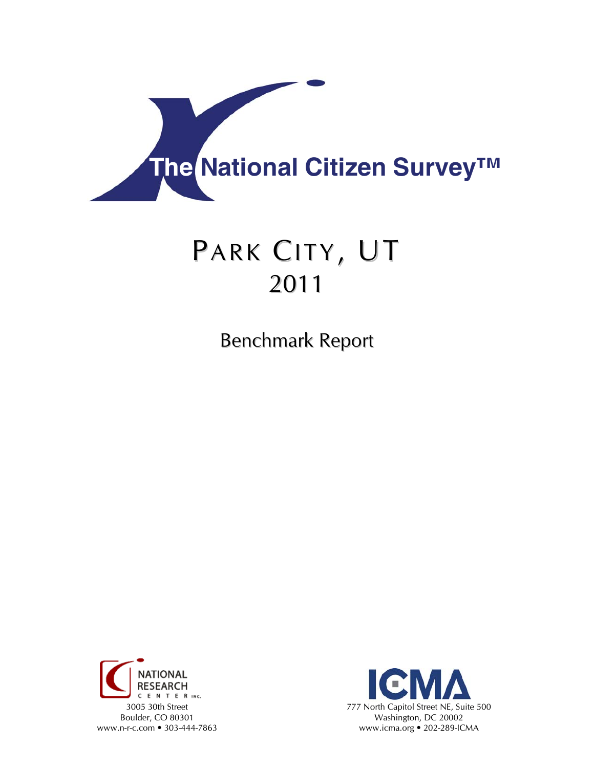# The National Citizen Survey™

# PARK CITY, UT
# 2011

## Benchmark Report

NATIONAL RESEARCH CENTER INC.
3005 30th Street
Boulder, CO 80301
www.n-r-c.com • 303-444-7863

ICMA
777 North Capitol Street NE, Suite 500
Washington, DC 20002
www.icma.org • 202-289-ICMA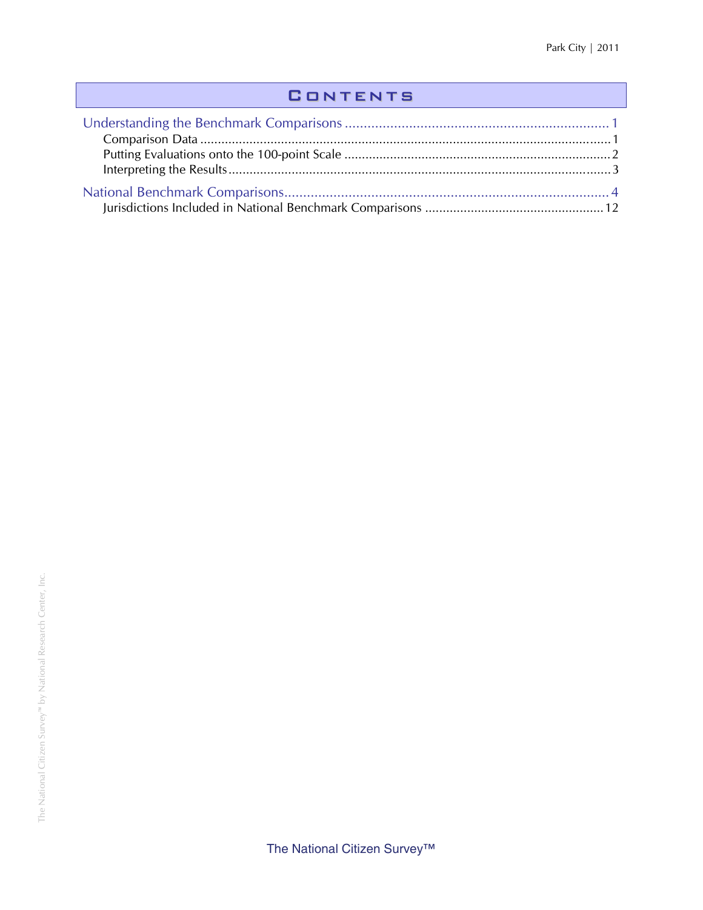# Contents

Understanding the Benchmark Comparisons ........................................................................ 1

- Comparison Data ........................................................................................................................ 1
- Putting Evaluations onto the 100-point Scale ............................................................................ 2
- Interpreting the Results ............................................................................................................... 3

National Benchmark Comparisons.................................................................................................. 4

- Jurisdictions Included in National Benchmark Comparisons .................................................. 12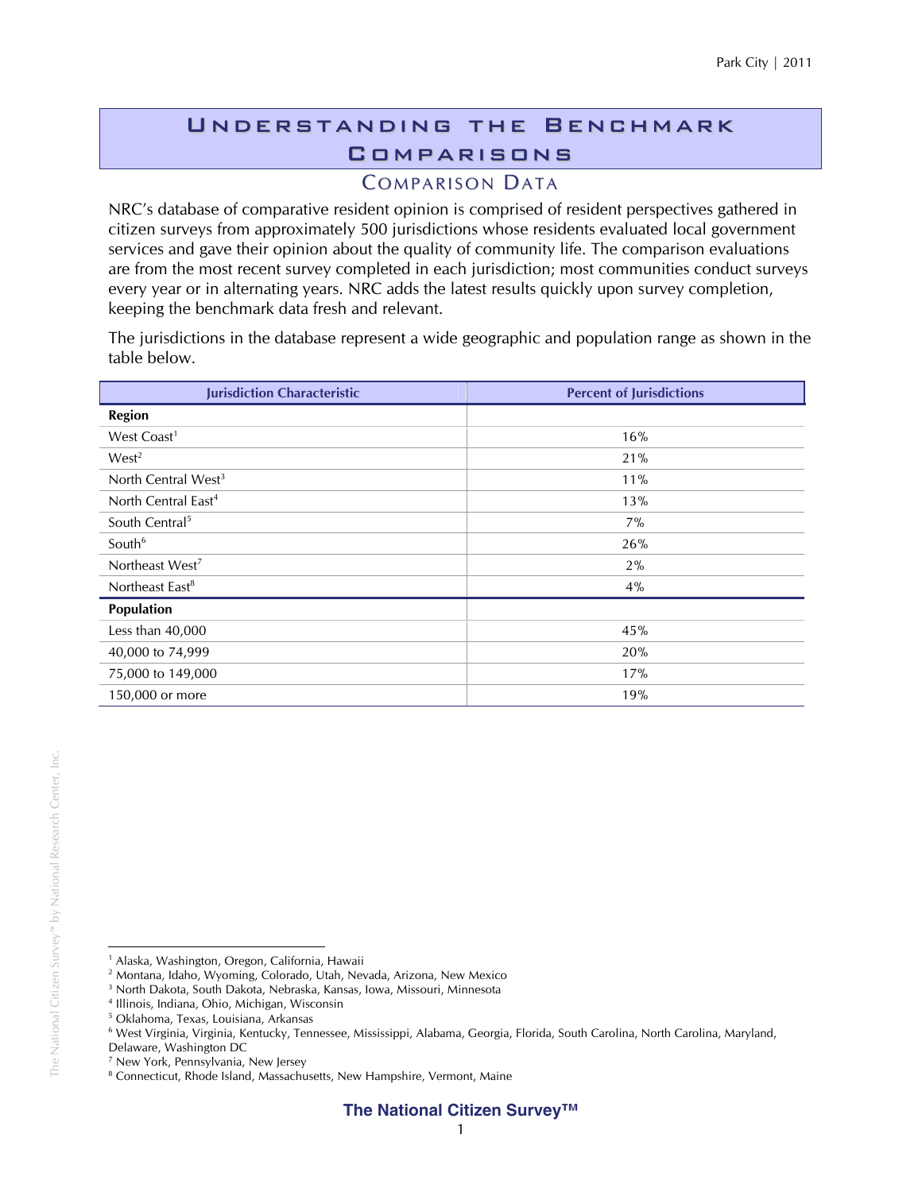# Understanding the Benchmark Comparisons

## Comparison Data

NRC's database of comparative resident opinion is comprised of resident perspectives gathered in citizen surveys from approximately 500 jurisdictions whose residents evaluated local government services and gave their opinion about the quality of community life. The comparison evaluations are from the most recent survey completed in each jurisdiction; most communities conduct surveys every year or in alternating years. NRC adds the latest results quickly upon survey completion, keeping the benchmark data fresh and relevant.

The jurisdictions in the database represent a wide geographic and population range as shown in the table below.

| Jurisdiction Characteristic | Percent of Jurisdictions |
|---|---|
| **Region** | |
| West Coast[1] | 16% |
| West[2] | 21% |
| North Central West[3] | 11% |
| North Central East[4] | 13% |
| South Central[5] | 7% |
| South[6] | 26% |
| Northeast West[7] | 2% |
| Northeast East[8] | 4% |
| **Population** | |
| Less than 40,000 | 45% |
| 40,000 to 74,999 | 20% |
| 75,000 to 149,000 | 17% |
| 150,000 or more | 19% |

[1] Alaska, Washington, Oregon, California, Hawaii
[2] Montana, Idaho, Wyoming, Colorado, Utah, Nevada, Arizona, New Mexico
[3] North Dakota, South Dakota, Nebraska, Kansas, Iowa, Missouri, Minnesota
[4] Illinois, Indiana, Ohio, Michigan, Wisconsin
[5] Oklahoma, Texas, Louisiana, Arkansas
[6] West Virginia, Virginia, Kentucky, Tennessee, Mississippi, Alabama, Georgia, Florida, South Carolina, North Carolina, Maryland, Delaware, Washington DC
[7] New York, Pennsylvania, New Jersey
[8] Connecticut, Rhode Island, Massachusetts, New Hampshire, Vermont, Maine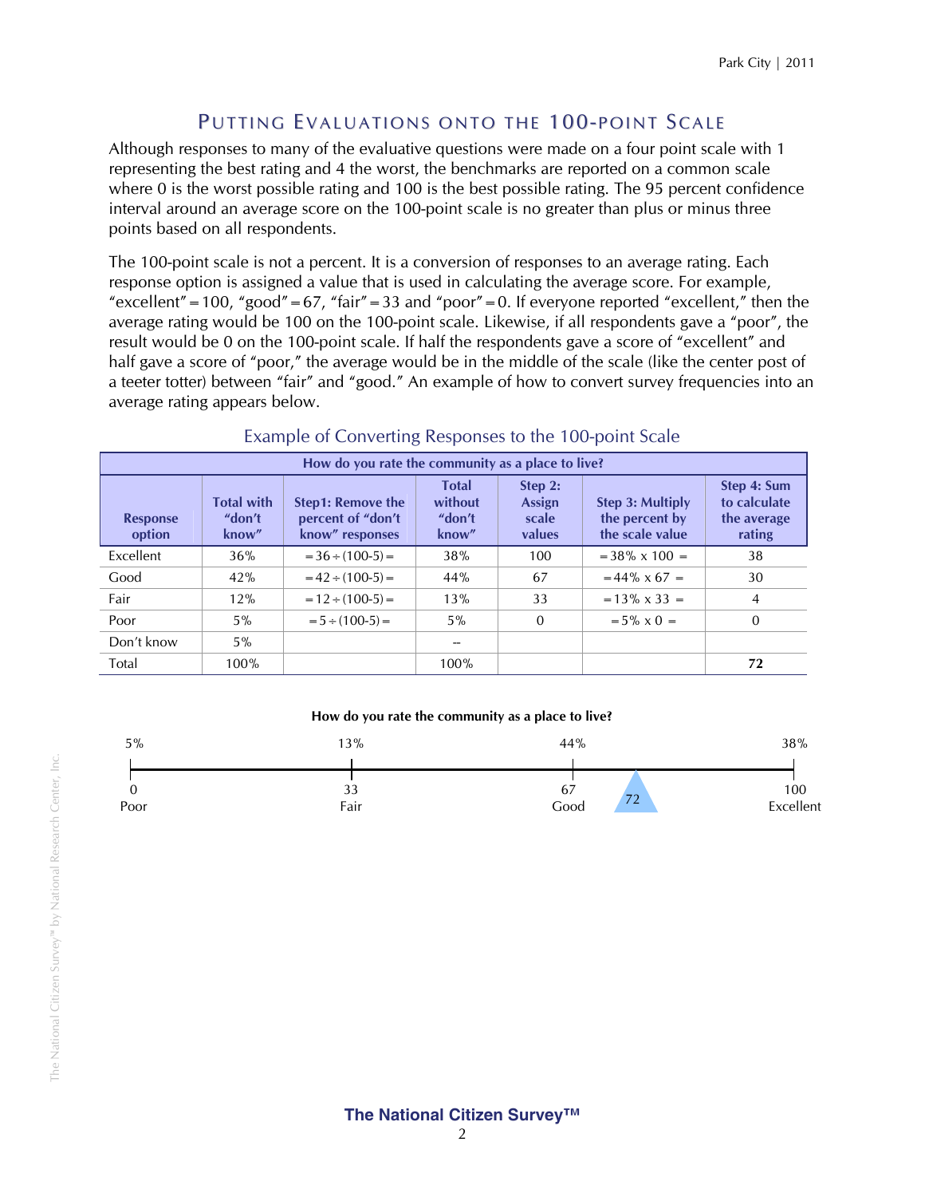# PUTTING EVALUATIONS ONTO THE 100-POINT SCALE

Although responses to many of the evaluative questions were made on a four point scale with 1 representing the best rating and 4 the worst, the benchmarks are reported on a common scale where 0 is the worst possible rating and 100 is the best possible rating. The 95 percent confidence interval around an average score on the 100-point scale is no greater than plus or minus three points based on all respondents.

The 100-point scale is not a percent. It is a conversion of responses to an average rating. Each response option is assigned a value that is used in calculating the average score. For example, "excellent" = 100, "good" = 67, "fair" = 33 and "poor" = 0. If everyone reported "excellent," then the average rating would be 100 on the 100-point scale. Likewise, if all respondents gave a "poor", the result would be 0 on the 100-point scale. If half the respondents gave a score of "excellent" and half gave a score of "poor," the average would be in the middle of the scale (like the center post of a teeter totter) between "fair" and "good." An example of how to convert survey frequencies into an average rating appears below.

## Example of Converting Responses to the 100-point Scale

| How do you rate the community as a place to live? | | | | | | |
|---|---|---|---|---|---|---|
| **Response option** | **Total with "don't know"** | **Step1: Remove the percent of "don't know" responses** | **Total without "don't know"** | **Step 2: Assign scale values** | **Step 3: Multiply the percent by the scale value** | **Step 4: Sum to calculate the average rating** |
| Excellent | 36% | = 36 ÷ (100-5) = | 38% | 100 | = 38% x 100 = | 38 |
| Good | 42% | = 42 ÷ (100-5) = | 44% | 67 | = 44% x 67 = | 30 |
| Fair | 12% | = 12 ÷ (100-5) = | 13% | 33 | = 13% x 33 = | 4 |
| Poor | 5% | = 5 ÷ (100-5) = | 5% | 0 | = 5% x 0 = | 0 |
| Don't know | 5% | | -- | | | |
| Total | 100% | | 100% | | | **72** |

**How do you rate the community as a place to live?**

5%
13%
44%
38%

0
Poor
33
Fair
67
Good
72
100
Excellent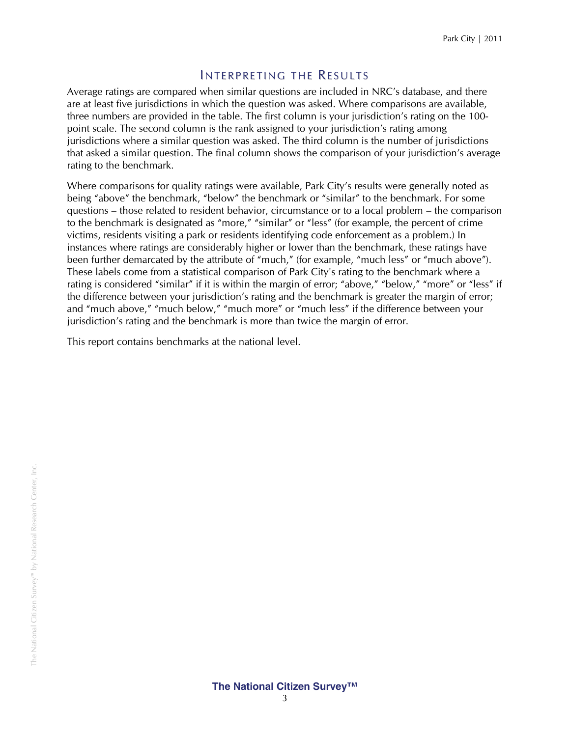## Interpreting the Results

Average ratings are compared when similar questions are included in NRC's database, and there are at least five jurisdictions in which the question was asked. Where comparisons are available, three numbers are provided in the table. The first column is your jurisdiction's rating on the 100-point scale. The second column is the rank assigned to your jurisdiction's rating among jurisdictions where a similar question was asked. The third column is the number of jurisdictions that asked a similar question. The final column shows the comparison of your jurisdiction's average rating to the benchmark.

Where comparisons for quality ratings were available, Park City's results were generally noted as being "above" the benchmark, "below" the benchmark or "similar" to the benchmark. For some questions – those related to resident behavior, circumstance or to a local problem – the comparison to the benchmark is designated as "more," "similar" or "less" (for example, the percent of crime victims, residents visiting a park or residents identifying code enforcement as a problem.) In instances where ratings are considerably higher or lower than the benchmark, these ratings have been further demarcated by the attribute of "much," (for example, "much less" or "much above"). These labels come from a statistical comparison of Park City's rating to the benchmark where a rating is considered "similar" if it is within the margin of error; "above," "below," "more" or "less" if the difference between your jurisdiction's rating and the benchmark is greater the margin of error; and "much above," "much below," "much more" or "much less" if the difference between your jurisdiction's rating and the benchmark is more than twice the margin of error.

This report contains benchmarks at the national level.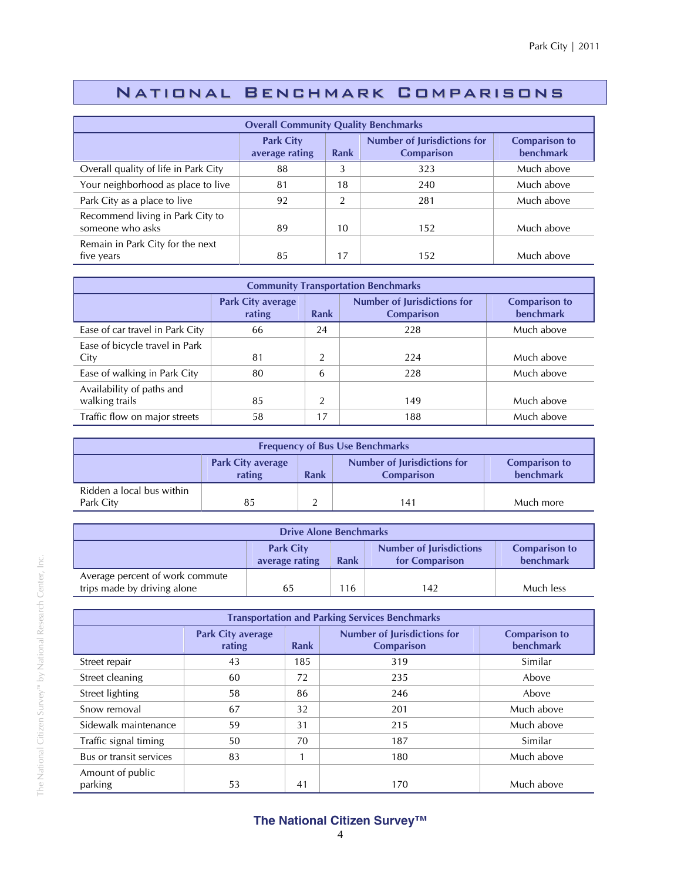# National Benchmark Comparisons

| Overall Community Quality Benchmarks | | | | |
|---|---|---|---|---|
| | Park City average rating | Rank | Number of Jurisdictions for Comparison | Comparison to benchmark |
| Overall quality of life in Park City | 88 | 3 | 323 | Much above |
| Your neighborhood as place to live | 81 | 18 | 240 | Much above |
| Park City as a place to live | 92 | 2 | 281 | Much above |
| Recommend living in Park City to someone who asks | 89 | 10 | 152 | Much above |
| Remain in Park City for the next five years | 85 | 17 | 152 | Much above |

| Community Transportation Benchmarks | | | | |
|---|---|---|---|---|
| | Park City average rating | Rank | Number of Jurisdictions for Comparison | Comparison to benchmark |
| Ease of car travel in Park City | 66 | 24 | 228 | Much above |
| Ease of bicycle travel in Park City | 81 | 2 | 224 | Much above |
| Ease of walking in Park City | 80 | 6 | 228 | Much above |
| Availability of paths and walking trails | 85 | 2 | 149 | Much above |
| Traffic flow on major streets | 58 | 17 | 188 | Much above |

| Frequency of Bus Use Benchmarks | | | | |
|---|---|---|---|---|
| | Park City average rating | Rank | Number of Jurisdictions for Comparison | Comparison to benchmark |
| Ridden a local bus within Park City | 85 | 2 | 141 | Much more |

| Drive Alone Benchmarks | | | | |
|---|---|---|---|---|
| | Park City average rating | Rank | Number of Jurisdictions for Comparison | Comparison to benchmark |
| Average percent of work commute trips made by driving alone | 65 | 116 | 142 | Much less |

| Transportation and Parking Services Benchmarks | | | | |
|---|---|---|---|---|
| | Park City average rating | Rank | Number of Jurisdictions for Comparison | Comparison to benchmark |
| Street repair | 43 | 185 | 319 | Similar |
| Street cleaning | 60 | 72 | 235 | Above |
| Street lighting | 58 | 86 | 246 | Above |
| Snow removal | 67 | 32 | 201 | Much above |
| Sidewalk maintenance | 59 | 31 | 215 | Much above |
| Traffic signal timing | 50 | 70 | 187 | Similar |
| Bus or transit services | 83 | 1 | 180 | Much above |
| Amount of public parking | 53 | 41 | 170 | Much above |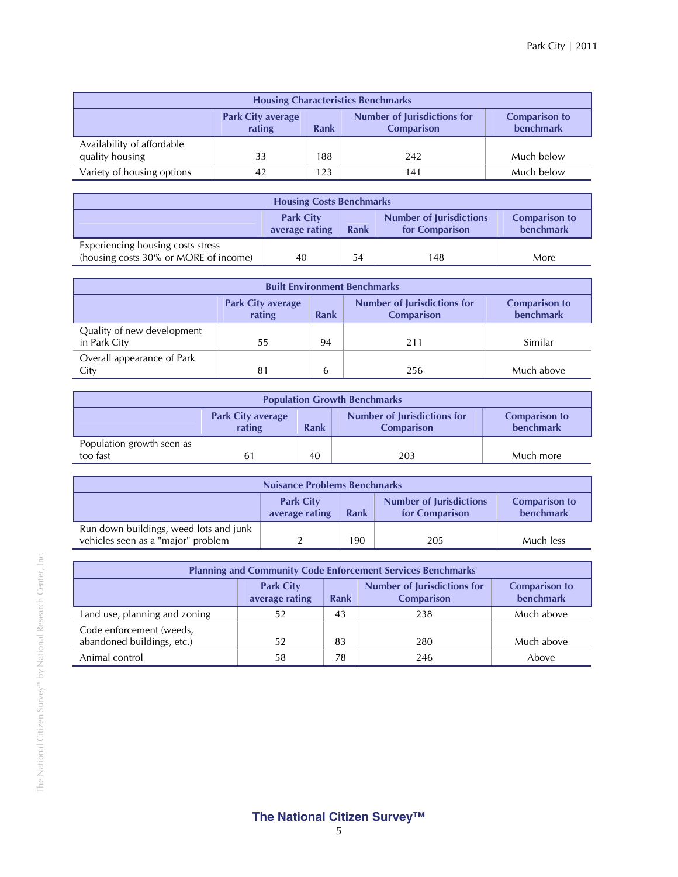| Housing Characteristics Benchmarks | | | | |
|---|---|---|---|---|
| | Park City average rating | Rank | Number of Jurisdictions for Comparison | Comparison to benchmark |
| Availability of affordable quality housing | 33 | 188 | 242 | Much below |
| Variety of housing options | 42 | 123 | 141 | Much below |

| Housing Costs Benchmarks | | | | |
|---|---|---|---|---|
| | Park City average rating | Rank | Number of Jurisdictions for Comparison | Comparison to benchmark |
| Experiencing housing costs stress (housing costs 30% or MORE of income) | 40 | 54 | 148 | More |

| Built Environment Benchmarks | | | | |
|---|---|---|---|---|
| | Park City average rating | Rank | Number of Jurisdictions for Comparison | Comparison to benchmark |
| Quality of new development in Park City | 55 | 94 | 211 | Similar |
| Overall appearance of Park City | 81 | 6 | 256 | Much above |

| Population Growth Benchmarks | | | | |
|---|---|---|---|---|
| | Park City average rating | Rank | Number of Jurisdictions for Comparison | Comparison to benchmark |
| Population growth seen as too fast | 61 | 40 | 203 | Much more |

| Nuisance Problems Benchmarks | | | | |
|---|---|---|---|---|
| | Park City average rating | Rank | Number of Jurisdictions for Comparison | Comparison to benchmark |
| Run down buildings, weed lots and junk vehicles seen as a "major" problem | 2 | 190 | 205 | Much less |

| Planning and Community Code Enforcement Services Benchmarks | | | | |
|---|---|---|---|---|
| | Park City average rating | Rank | Number of Jurisdictions for Comparison | Comparison to benchmark |
| Land use, planning and zoning | 52 | 43 | 238 | Much above |
| Code enforcement (weeds, abandoned buildings, etc.) | 52 | 83 | 280 | Much above |
| Animal control | 58 | 78 | 246 | Above |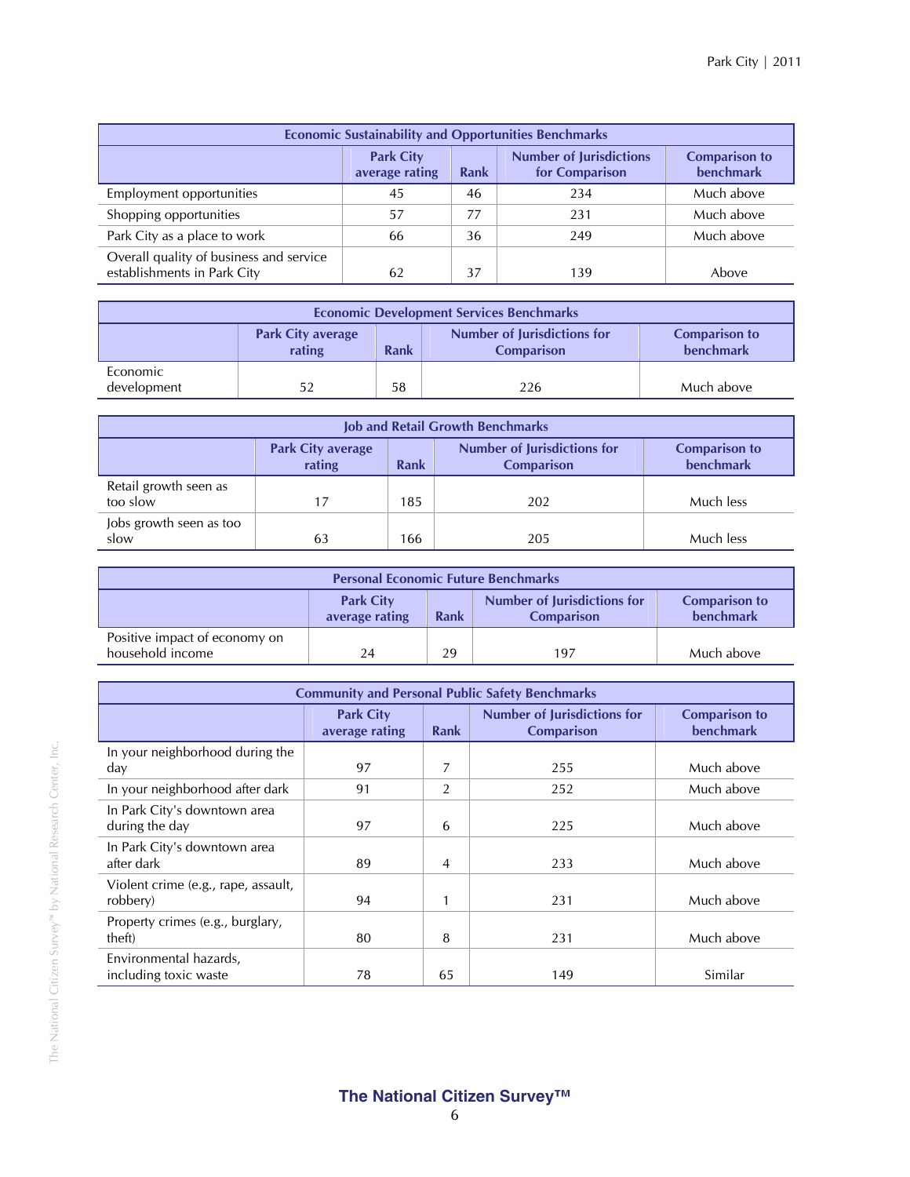| Economic Sustainability and Opportunities Benchmarks | | | | |
|---|---|---|---|---|
| | Park City average rating | Rank | Number of Jurisdictions for Comparison | Comparison to benchmark |
| Employment opportunities | 45 | 46 | 234 | Much above |
| Shopping opportunities | 57 | 77 | 231 | Much above |
| Park City as a place to work | 66 | 36 | 249 | Much above |
| Overall quality of business and service establishments in Park City | 62 | 37 | 139 | Above |

| Economic Development Services Benchmarks | | | | |
|---|---|---|---|---|
| | Park City average rating | Rank | Number of Jurisdictions for Comparison | Comparison to benchmark |
| Economic development | 52 | 58 | 226 | Much above |

| Job and Retail Growth Benchmarks | | | | |
|---|---|---|---|---|
| | Park City average rating | Rank | Number of Jurisdictions for Comparison | Comparison to benchmark |
| Retail growth seen as too slow | 17 | 185 | 202 | Much less |
| Jobs growth seen as too slow | 63 | 166 | 205 | Much less |

| Personal Economic Future Benchmarks | | | | |
|---|---|---|---|---|
| | Park City average rating | Rank | Number of Jurisdictions for Comparison | Comparison to benchmark |
| Positive impact of economy on household income | 24 | 29 | 197 | Much above |

| Community and Personal Public Safety Benchmarks | | | | |
|---|---|---|---|---|
| | Park City average rating | Rank | Number of Jurisdictions for Comparison | Comparison to benchmark |
| In your neighborhood during the day | 97 | 7 | 255 | Much above |
| In your neighborhood after dark | 91 | 2 | 252 | Much above |
| In Park City's downtown area during the day | 97 | 6 | 225 | Much above |
| In Park City's downtown area after dark | 89 | 4 | 233 | Much above |
| Violent crime (e.g., rape, assault, robbery) | 94 | 1 | 231 | Much above |
| Property crimes (e.g., burglary, theft) | 80 | 8 | 231 | Much above |
| Environmental hazards, including toxic waste | 78 | 65 | 149 | Similar |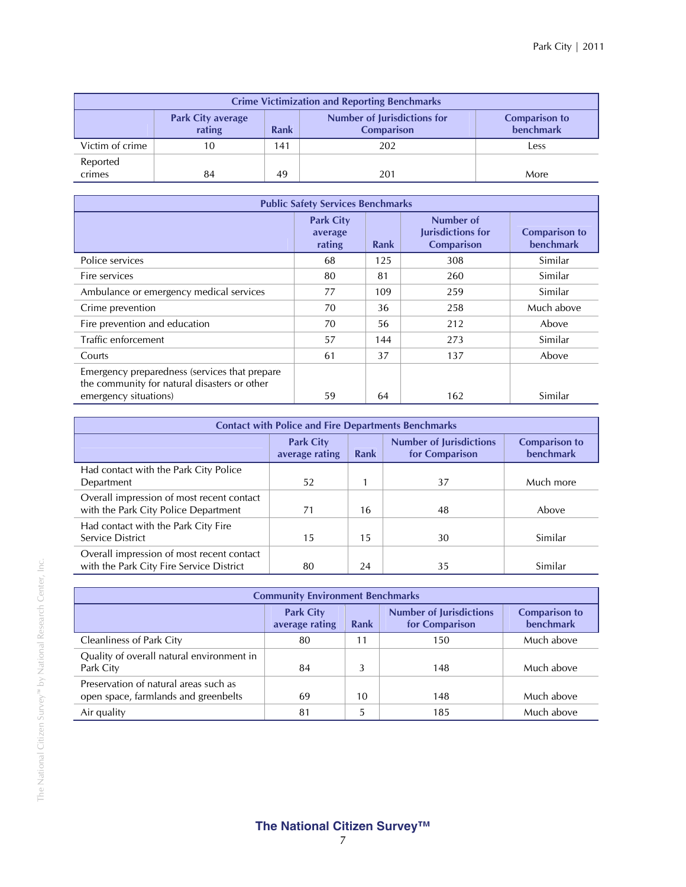| Crime Victimization and Reporting Benchmarks | | | | |
|---|---|---|---|---|
| | Park City average rating | Rank | Number of Jurisdictions for Comparison | Comparison to benchmark |
| Victim of crime | 10 | 141 | 202 | Less |
| Reported crimes | 84 | 49 | 201 | More |

| Public Safety Services Benchmarks | | | | |
|---|---|---|---|---|
| | Park City average rating | Rank | Number of Jurisdictions for Comparison | Comparison to benchmark |
| Police services | 68 | 125 | 308 | Similar |
| Fire services | 80 | 81 | 260 | Similar |
| Ambulance or emergency medical services | 77 | 109 | 259 | Similar |
| Crime prevention | 70 | 36 | 258 | Much above |
| Fire prevention and education | 70 | 56 | 212 | Above |
| Traffic enforcement | 57 | 144 | 273 | Similar |
| Courts | 61 | 37 | 137 | Above |
| Emergency preparedness (services that prepare the community for natural disasters or other emergency situations) | 59 | 64 | 162 | Similar |

| Contact with Police and Fire Departments Benchmarks | | | | |
|---|---|---|---|---|
| | Park City average rating | Rank | Number of Jurisdictions for Comparison | Comparison to benchmark |
| Had contact with the Park City Police Department | 52 | 1 | 37 | Much more |
| Overall impression of most recent contact with the Park City Police Department | 71 | 16 | 48 | Above |
| Had contact with the Park City Fire Service District | 15 | 15 | 30 | Similar |
| Overall impression of most recent contact with the Park City Fire Service District | 80 | 24 | 35 | Similar |

| Community Environment Benchmarks | | | | |
|---|---|---|---|---|
| | Park City average rating | Rank | Number of Jurisdictions for Comparison | Comparison to benchmark |
| Cleanliness of Park City | 80 | 11 | 150 | Much above |
| Quality of overall natural environment in Park City | 84 | 3 | 148 | Much above |
| Preservation of natural areas such as open space, farmlands and greenbelts | 69 | 10 | 148 | Much above |
| Air quality | 81 | 5 | 185 | Much above |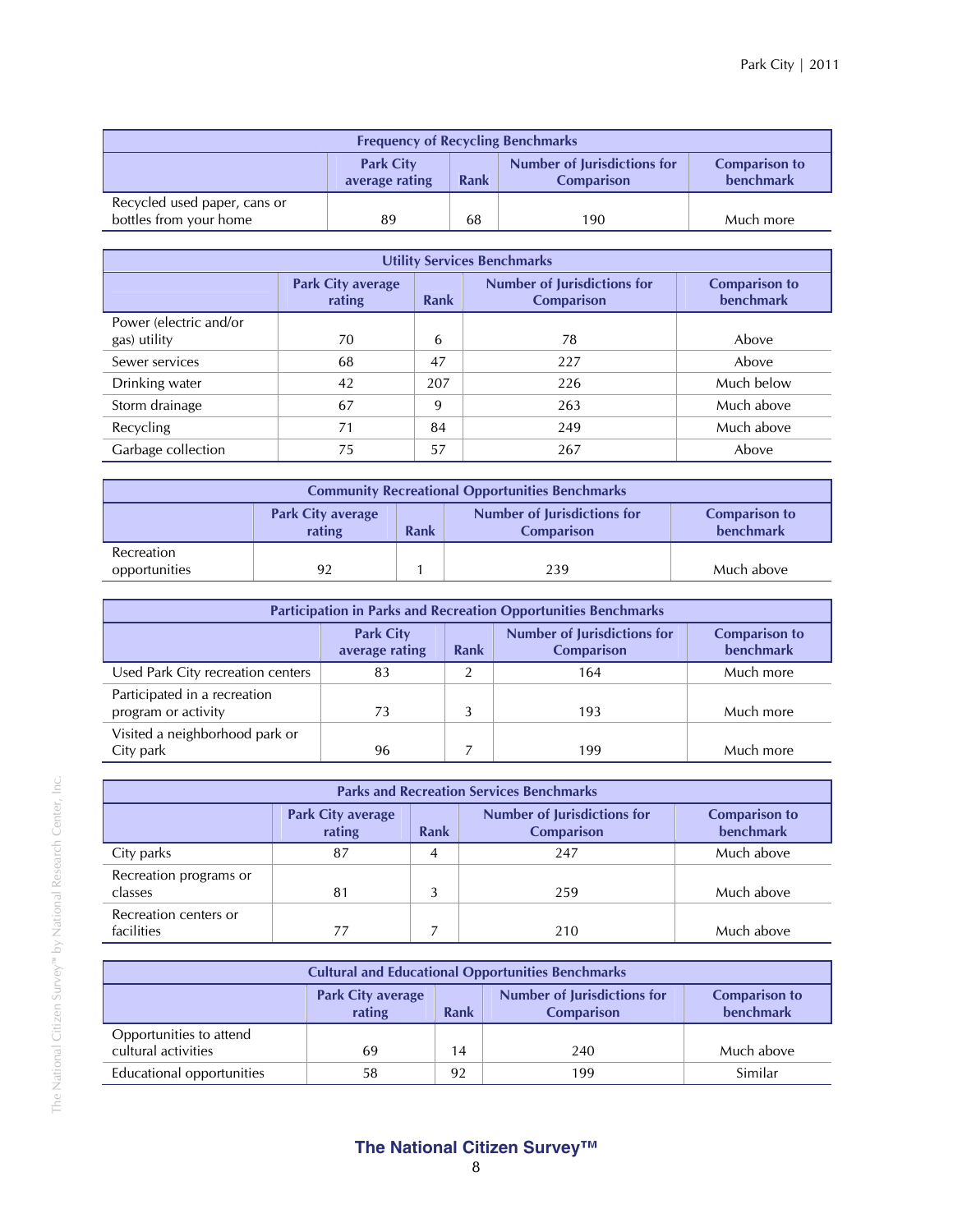| Frequency of Recycling Benchmarks | | | | |
|---|---|---|---|---|
| | Park City average rating | Rank | Number of Jurisdictions for Comparison | Comparison to benchmark |
| Recycled used paper, cans or bottles from your home | 89 | 68 | 190 | Much more |

| Utility Services Benchmarks | | | | |
|---|---|---|---|---|
| | Park City average rating | Rank | Number of Jurisdictions for Comparison | Comparison to benchmark |
| Power (electric and/or gas) utility | 70 | 6 | 78 | Above |
| Sewer services | 68 | 47 | 227 | Above |
| Drinking water | 42 | 207 | 226 | Much below |
| Storm drainage | 67 | 9 | 263 | Much above |
| Recycling | 71 | 84 | 249 | Much above |
| Garbage collection | 75 | 57 | 267 | Above |

| Community Recreational Opportunities Benchmarks | | | | |
|---|---|---|---|---|
| | Park City average rating | Rank | Number of Jurisdictions for Comparison | Comparison to benchmark |
| Recreation opportunities | 92 | 1 | 239 | Much above |

| Participation in Parks and Recreation Opportunities Benchmarks | | | | |
|---|---|---|---|---|
| | Park City average rating | Rank | Number of Jurisdictions for Comparison | Comparison to benchmark |
| Used Park City recreation centers | 83 | 2 | 164 | Much more |
| Participated in a recreation program or activity | 73 | 3 | 193 | Much more |
| Visited a neighborhood park or City park | 96 | 7 | 199 | Much more |

| Parks and Recreation Services Benchmarks | | | | |
|---|---|---|---|---|
| | Park City average rating | Rank | Number of Jurisdictions for Comparison | Comparison to benchmark |
| City parks | 87 | 4 | 247 | Much above |
| Recreation programs or classes | 81 | 3 | 259 | Much above |
| Recreation centers or facilities | 77 | 7 | 210 | Much above |

| Cultural and Educational Opportunities Benchmarks | | | | |
|---|---|---|---|---|
| | Park City average rating | Rank | Number of Jurisdictions for Comparison | Comparison to benchmark |
| Opportunities to attend cultural activities | 69 | 14 | 240 | Much above |
| Educational opportunities | 58 | 92 | 199 | Similar |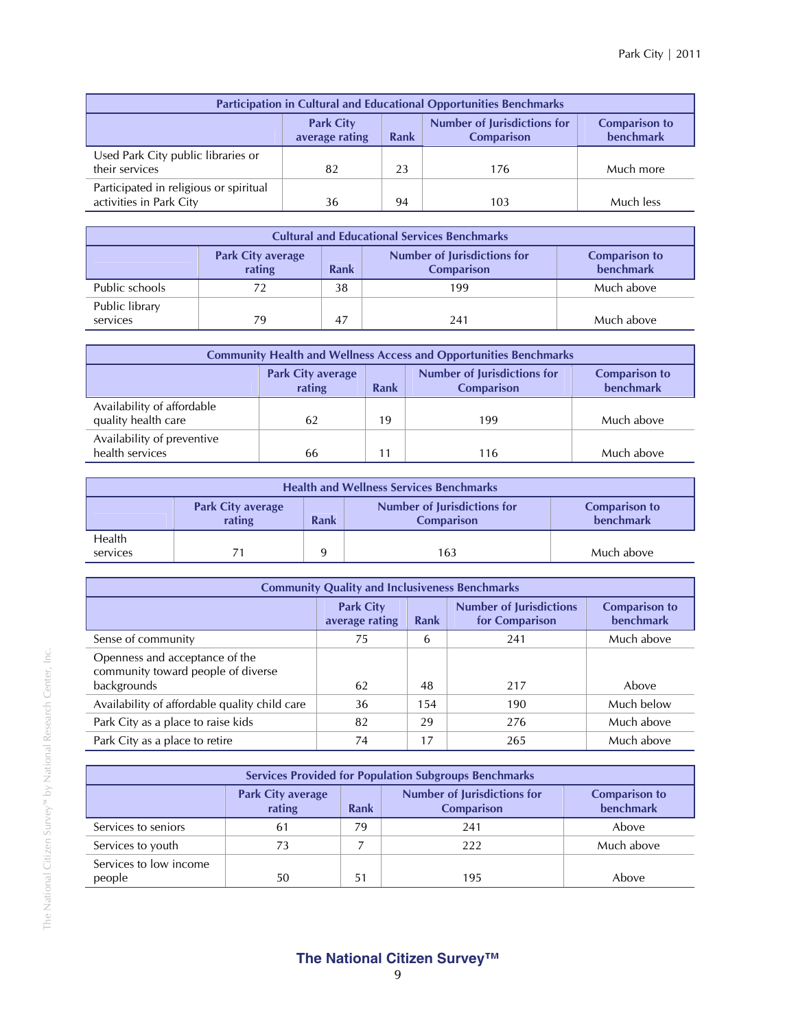| Participation in Cultural and Educational Opportunities Benchmarks | | | | |
|---|---|---|---|---|
| | Park City average rating | Rank | Number of Jurisdictions for Comparison | Comparison to benchmark |
| Used Park City public libraries or their services | 82 | 23 | 176 | Much more |
| Participated in religious or spiritual activities in Park City | 36 | 94 | 103 | Much less |

| Cultural and Educational Services Benchmarks | | | | |
|---|---|---|---|---|
| | Park City average rating | Rank | Number of Jurisdictions for Comparison | Comparison to benchmark |
| Public schools | 72 | 38 | 199 | Much above |
| Public library services | 79 | 47 | 241 | Much above |

| Community Health and Wellness Access and Opportunities Benchmarks | | | | |
|---|---|---|---|---|
| | Park City average rating | Rank | Number of Jurisdictions for Comparison | Comparison to benchmark |
| Availability of affordable quality health care | 62 | 19 | 199 | Much above |
| Availability of preventive health services | 66 | 11 | 116 | Much above |

| Health and Wellness Services Benchmarks | | | | |
|---|---|---|---|---|
| | Park City average rating | Rank | Number of Jurisdictions for Comparison | Comparison to benchmark |
| Health services | 71 | 9 | 163 | Much above |

| Community Quality and Inclusiveness Benchmarks | | | | |
|---|---|---|---|---|
| | Park City average rating | Rank | Number of Jurisdictions for Comparison | Comparison to benchmark |
| Sense of community | 75 | 6 | 241 | Much above |
| Openness and acceptance of the community toward people of diverse backgrounds | 62 | 48 | 217 | Above |
| Availability of affordable quality child care | 36 | 154 | 190 | Much below |
| Park City as a place to raise kids | 82 | 29 | 276 | Much above |
| Park City as a place to retire | 74 | 17 | 265 | Much above |

| Services Provided for Population Subgroups Benchmarks | | | | |
|---|---|---|---|---|
| | Park City average rating | Rank | Number of Jurisdictions for Comparison | Comparison to benchmark |
| Services to seniors | 61 | 79 | 241 | Above |
| Services to youth | 73 | 7 | 222 | Much above |
| Services to low income people | 50 | 51 | 195 | Above |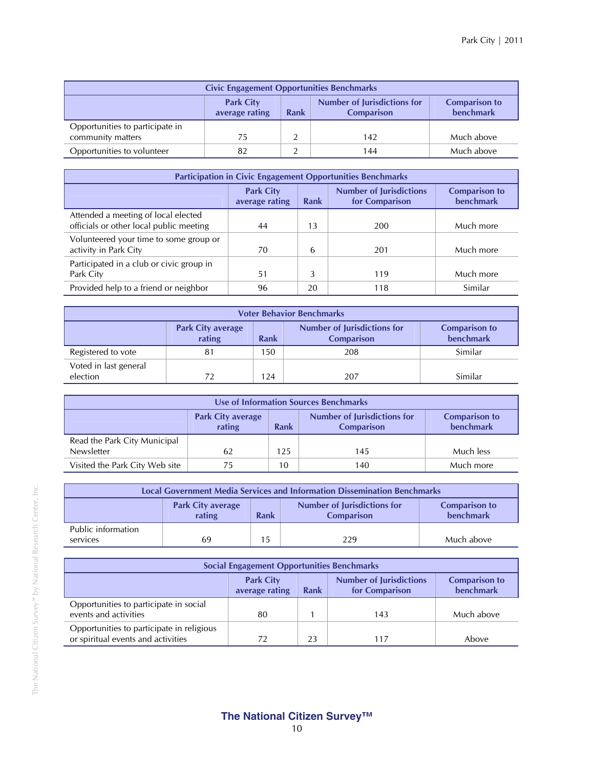| Civic Engagement Opportunities Benchmarks | | | | |
|---|---|---|---|---|
| | Park City average rating | Rank | Number of Jurisdictions for Comparison | Comparison to benchmark |
| Opportunities to participate in community matters | 75 | 2 | 142 | Much above |
| Opportunities to volunteer | 82 | 2 | 144 | Much above |

| Participation in Civic Engagement Opportunities Benchmarks | | | | |
|---|---|---|---|---|
| | Park City average rating | Rank | Number of Jurisdictions for Comparison | Comparison to benchmark |
| Attended a meeting of local elected officials or other local public meeting | 44 | 13 | 200 | Much more |
| Volunteered your time to some group or activity in Park City | 70 | 6 | 201 | Much more |
| Participated in a club or civic group in Park City | 51 | 3 | 119 | Much more |
| Provided help to a friend or neighbor | 96 | 20 | 118 | Similar |

| Voter Behavior Benchmarks | | | | |
|---|---|---|---|---|
| | Park City average rating | Rank | Number of Jurisdictions for Comparison | Comparison to benchmark |
| Registered to vote | 81 | 150 | 208 | Similar |
| Voted in last general election | 72 | 124 | 207 | Similar |

| Use of Information Sources Benchmarks | | | | |
|---|---|---|---|---|
| | Park City average rating | Rank | Number of Jurisdictions for Comparison | Comparison to benchmark |
| Read the Park City Municipal Newsletter | 62 | 125 | 145 | Much less |
| Visited the Park City Web site | 75 | 10 | 140 | Much more |

| Local Government Media Services and Information Dissemination Benchmarks | | | | |
|---|---|---|---|---|
| | Park City average rating | Rank | Number of Jurisdictions for Comparison | Comparison to benchmark |
| Public information services | 69 | 15 | 229 | Much above |

| Social Engagement Opportunities Benchmarks | | | | |
|---|---|---|---|---|
| | Park City average rating | Rank | Number of Jurisdictions for Comparison | Comparison to benchmark |
| Opportunities to participate in social events and activities | 80 | 1 | 143 | Much above |
| Opportunities to participate in religious or spiritual events and activities | 72 | 23 | 117 | Above |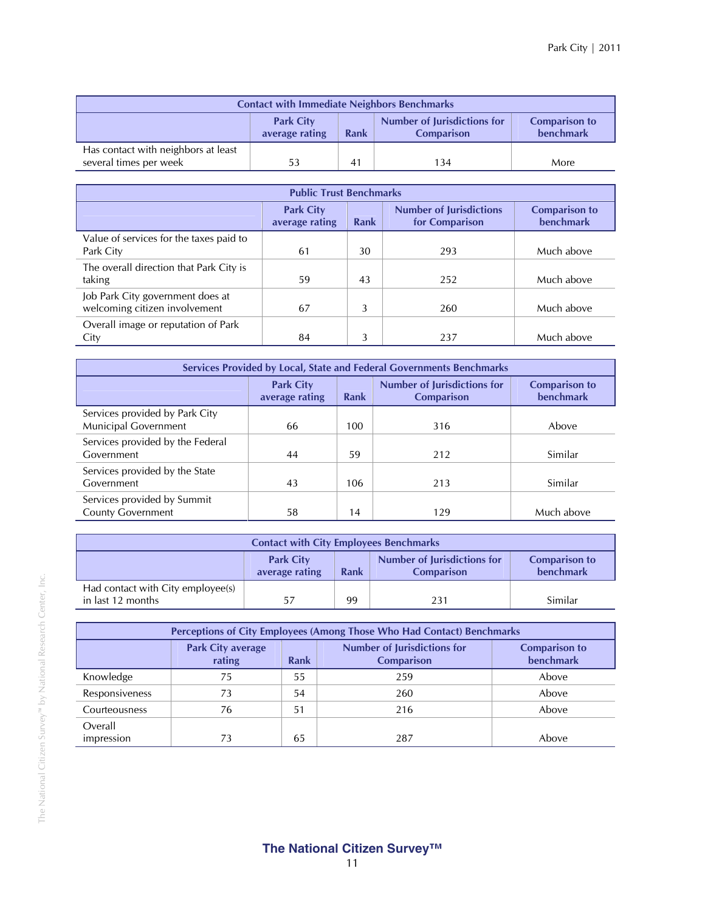| Contact with Immediate Neighbors Benchmarks | | | | |
|---|---|---|---|---|
| | Park City average rating | Rank | Number of Jurisdictions for Comparison | Comparison to benchmark |
| Has contact with neighbors at least several times per week | 53 | 41 | 134 | More |

| Public Trust Benchmarks | | | | |
|---|---|---|---|---|
| | Park City average rating | Rank | Number of Jurisdictions for Comparison | Comparison to benchmark |
| Value of services for the taxes paid to Park City | 61 | 30 | 293 | Much above |
| The overall direction that Park City is taking | 59 | 43 | 252 | Much above |
| Job Park City government does at welcoming citizen involvement | 67 | 3 | 260 | Much above |
| Overall image or reputation of Park City | 84 | 3 | 237 | Much above |

| Services Provided by Local, State and Federal Governments Benchmarks | | | | |
|---|---|---|---|---|
| | Park City average rating | Rank | Number of Jurisdictions for Comparison | Comparison to benchmark |
| Services provided by Park City Municipal Government | 66 | 100 | 316 | Above |
| Services provided by the Federal Government | 44 | 59 | 212 | Similar |
| Services provided by the State Government | 43 | 106 | 213 | Similar |
| Services provided by Summit County Government | 58 | 14 | 129 | Much above |

| Contact with City Employees Benchmarks | | | | |
|---|---|---|---|---|
| | Park City average rating | Rank | Number of Jurisdictions for Comparison | Comparison to benchmark |
| Had contact with City employee(s) in last 12 months | 57 | 99 | 231 | Similar |

| Perceptions of City Employees (Among Those Who Had Contact) Benchmarks | | | | |
|---|---|---|---|---|
| | Park City average rating | Rank | Number of Jurisdictions for Comparison | Comparison to benchmark |
| Knowledge | 75 | 55 | 259 | Above |
| Responsiveness | 73 | 54 | 260 | Above |
| Courteousness | 76 | 51 | 216 | Above |
| Overall impression | 73 | 65 | 287 | Above |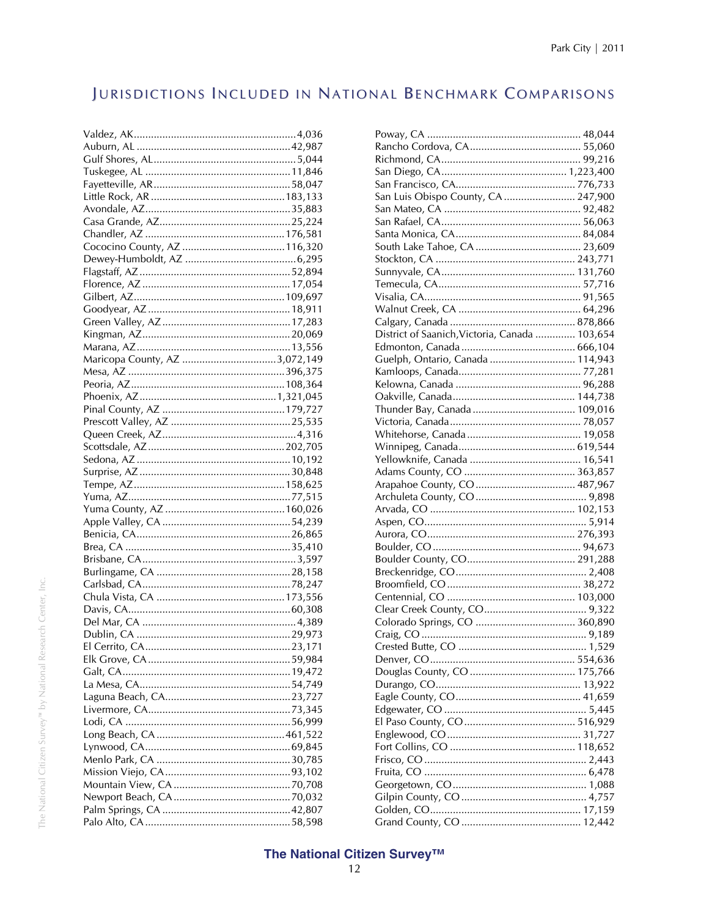# Jurisdictions Included in National Benchmark Comparisons

Valdez, AK ........ 4,036
Auburn, AL ........ 42,987
Gulf Shores, AL ........ 5,044
Tuskegee, AL ........ 11,846
Fayetteville, AR ........ 58,047
Little Rock, AR ........ 183,133
Avondale, AZ ........ 35,883
Casa Grande, AZ ........ 25,224
Chandler, AZ ........ 176,581
Cococino County, AZ ........ 116,320
Dewey-Humboldt, AZ ........ 6,295
Flagstaff, AZ ........ 52,894
Florence, AZ ........ 17,054
Gilbert, AZ ........ 109,697
Goodyear, AZ ........ 18,911
Green Valley, AZ ........ 17,283
Kingman, AZ ........ 20,069
Marana, AZ ........ 13,556
Maricopa County, AZ ........ 3,072,149
Mesa, AZ ........ 396,375
Peoria, AZ ........ 108,364
Phoenix, AZ ........ 1,321,045
Pinal County, AZ ........ 179,727
Prescott Valley, AZ ........ 25,535
Queen Creek, AZ ........ 4,316
Scottsdale, AZ ........ 202,705
Sedona, AZ ........ 10,192
Surprise, AZ ........ 30,848
Tempe, AZ ........ 158,625
Yuma, AZ ........ 77,515
Yuma County, AZ ........ 160,026
Apple Valley, CA ........ 54,239
Benicia, CA ........ 26,865
Brea, CA ........ 35,410
Brisbane, CA ........ 3,597
Burlingame, CA ........ 28,158
Carlsbad, CA ........ 78,247
Chula Vista, CA ........ 173,556
Davis, CA ........ 60,308
Del Mar, CA ........ 4,389
Dublin, CA ........ 29,973
El Cerrito, CA ........ 23,171
Elk Grove, CA ........ 59,984
Galt, CA ........ 19,472
La Mesa, CA ........ 54,749
Laguna Beach, CA ........ 23,727
Livermore, CA ........ 73,345
Lodi, CA ........ 56,999
Long Beach, CA ........ 461,522
Lynwood, CA ........ 69,845
Menlo Park, CA ........ 30,785
Mission Viejo, CA ........ 93,102
Mountain View, CA ........ 70,708
Newport Beach, CA ........ 70,032
Palm Springs, CA ........ 42,807
Palo Alto, CA ........ 58,598
Poway, CA ........ 48,044
Rancho Cordova, CA ........ 55,060
Richmond, CA ........ 99,216
San Diego, CA ........ 1,223,400
San Francisco, CA ........ 776,733
San Luis Obispo County, CA ........ 247,900
San Mateo, CA ........ 92,482
San Rafael, CA ........ 56,063
Santa Monica, CA ........ 84,084
South Lake Tahoe, CA ........ 23,609
Stockton, CA ........ 243,771
Sunnyvale, CA ........ 131,760
Temecula, CA ........ 57,716
Visalia, CA ........ 91,565
Walnut Creek, CA ........ 64,296
Calgary, Canada ........ 878,866
District of Saanich, Victoria, Canada ........ 103,654
Edmonton, Canada ........ 666,104
Guelph, Ontario, Canada ........ 114,943
Kamloops, Canada ........ 77,281
Kelowna, Canada ........ 96,288
Oakville, Canada ........ 144,738
Thunder Bay, Canada ........ 109,016
Victoria, Canada ........ 78,057
Whitehorse, Canada ........ 19,058
Winnipeg, Canada ........ 619,544
Yellowknife, Canada ........ 16,541
Adams County, CO ........ 363,857
Arapahoe County, CO ........ 487,967
Archuleta County, CO ........ 9,898
Arvada, CO ........ 102,153
Aspen, CO ........ 5,914
Aurora, CO ........ 276,393
Boulder, CO ........ 94,673
Boulder County, CO ........ 291,288
Breckenridge, CO ........ 2,408
Broomfield, CO ........ 38,272
Centennial, CO ........ 103,000
Clear Creek County, CO ........ 9,322
Colorado Springs, CO ........ 360,890
Craig, CO ........ 9,189
Crested Butte, CO ........ 1,529
Denver, CO ........ 554,636
Douglas County, CO ........ 175,766
Durango, CO ........ 13,922
Eagle County, CO ........ 41,659
Edgewater, CO ........ 5,445
El Paso County, CO ........ 516,929
Englewood, CO ........ 31,727
Fort Collins, CO ........ 118,652
Frisco, CO ........ 2,443
Fruita, CO ........ 6,478
Georgetown, CO ........ 1,088
Gilpin County, CO ........ 4,757
Golden, CO ........ 17,159
Grand County, CO ........ 12,442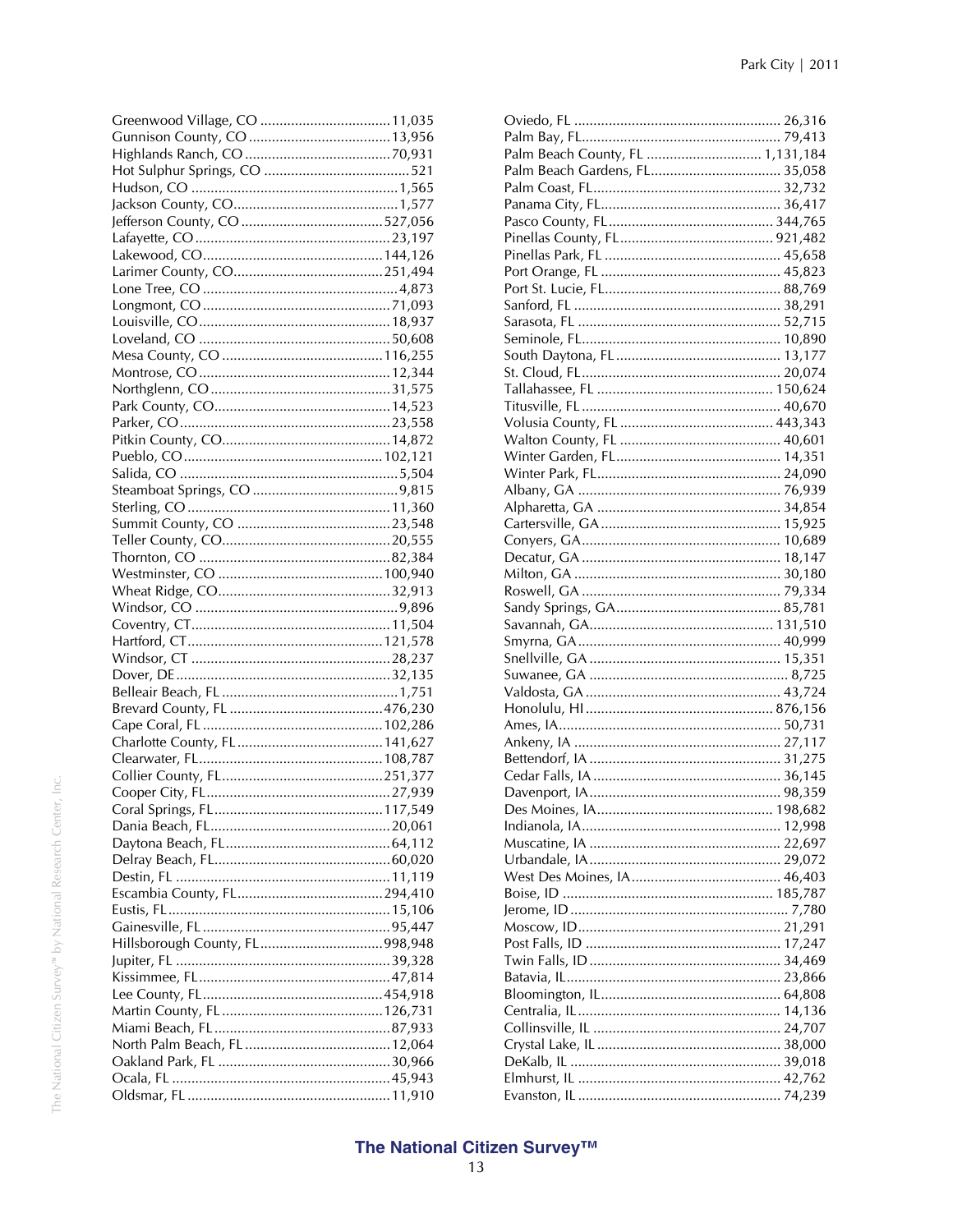Greenwood Village, CO .................................. 11,035
Gunnison County, CO .................................. 13,956
Highlands Ranch, CO .................................. 70,931
Hot Sulphur Springs, CO .................................. 521
Hudson, CO .................................. 1,565
Jackson County, CO .................................. 1,577
Jefferson County, CO .................................. 527,056
Lafayette, CO .................................. 23,197
Lakewood, CO .................................. 144,126
Larimer County, CO .................................. 251,494
Lone Tree, CO .................................. 4,873
Longmont, CO .................................. 71,093
Louisville, CO .................................. 18,937
Loveland, CO .................................. 50,608
Mesa County, CO .................................. 116,255
Montrose, CO .................................. 12,344
Northglenn, CO .................................. 31,575
Park County, CO .................................. 14,523
Parker, CO .................................. 23,558
Pitkin County, CO .................................. 14,872
Pueblo, CO .................................. 102,121
Salida, CO .................................. 5,504
Steamboat Springs, CO .................................. 9,815
Sterling, CO .................................. 11,360
Summit County, CO .................................. 23,548
Teller County, CO .................................. 20,555
Thornton, CO .................................. 82,384
Westminster, CO .................................. 100,940
Wheat Ridge, CO .................................. 32,913
Windsor, CO .................................. 9,896
Coventry, CT .................................. 11,504
Hartford, CT .................................. 121,578
Windsor, CT .................................. 28,237
Dover, DE .................................. 32,135
Belleair Beach, FL .................................. 1,751
Brevard County, FL .................................. 476,230
Cape Coral, FL .................................. 102,286
Charlotte County, FL .................................. 141,627
Clearwater, FL .................................. 108,787
Collier County, FL .................................. 251,377
Cooper City, FL .................................. 27,939
Coral Springs, FL .................................. 117,549
Dania Beach, FL .................................. 20,061
Daytona Beach, FL .................................. 64,112
Delray Beach, FL .................................. 60,020
Destin, FL .................................. 11,119
Escambia County, FL .................................. 294,410
Eustis, FL .................................. 15,106
Gainesville, FL .................................. 95,447
Hillsborough County, FL .................................. 998,948
Jupiter, FL .................................. 39,328
Kissimmee, FL .................................. 47,814
Lee County, FL .................................. 454,918
Martin County, FL .................................. 126,731
Miami Beach, FL .................................. 87,933
North Palm Beach, FL .................................. 12,064
Oakland Park, FL .................................. 30,966
Ocala, FL .................................. 45,943
Oldsmar, FL .................................. 11,910
Oviedo, FL .................................. 26,316
Palm Bay, FL .................................. 79,413
Palm Beach County, FL .................................. 1,131,184
Palm Beach Gardens, FL .................................. 35,058
Palm Coast, FL .................................. 32,732
Panama City, FL .................................. 36,417
Pasco County, FL .................................. 344,765
Pinellas County, FL .................................. 921,482
Pinellas Park, FL .................................. 45,658
Port Orange, FL .................................. 45,823
Port St. Lucie, FL .................................. 88,769
Sanford, FL .................................. 38,291
Sarasota, FL .................................. 52,715
Seminole, FL .................................. 10,890
South Daytona, FL .................................. 13,177
St. Cloud, FL .................................. 20,074
Tallahassee, FL .................................. 150,624
Titusville, FL .................................. 40,670
Volusia County, FL .................................. 443,343
Walton County, FL .................................. 40,601
Winter Garden, FL .................................. 14,351
Winter Park, FL .................................. 24,090
Albany, GA .................................. 76,939
Alpharetta, GA .................................. 34,854
Cartersville, GA .................................. 15,925
Conyers, GA .................................. 10,689
Decatur, GA .................................. 18,147
Milton, GA .................................. 30,180
Roswell, GA .................................. 79,334
Sandy Springs, GA .................................. 85,781
Savannah, GA .................................. 131,510
Smyrna, GA .................................. 40,999
Snellville, GA .................................. 15,351
Suwanee, GA .................................. 8,725
Valdosta, GA .................................. 43,724
Honolulu, HI .................................. 876,156
Ames, IA .................................. 50,731
Ankeny, IA .................................. 27,117
Bettendorf, IA .................................. 31,275
Cedar Falls, IA .................................. 36,145
Davenport, IA .................................. 98,359
Des Moines, IA .................................. 198,682
Indianola, IA .................................. 12,998
Muscatine, IA .................................. 22,697
Urbandale, IA .................................. 29,072
West Des Moines, IA .................................. 46,403
Boise, ID .................................. 185,787
Jerome, ID .................................. 7,780
Moscow, ID .................................. 21,291
Post Falls, ID .................................. 17,247
Twin Falls, ID .................................. 34,469
Batavia, IL .................................. 23,866
Bloomington, IL .................................. 64,808
Centralia, IL .................................. 14,136
Collinsville, IL .................................. 24,707
Crystal Lake, IL .................................. 38,000
DeKalb, IL .................................. 39,018
Elmhurst, IL .................................. 42,762
Evanston, IL .................................. 74,239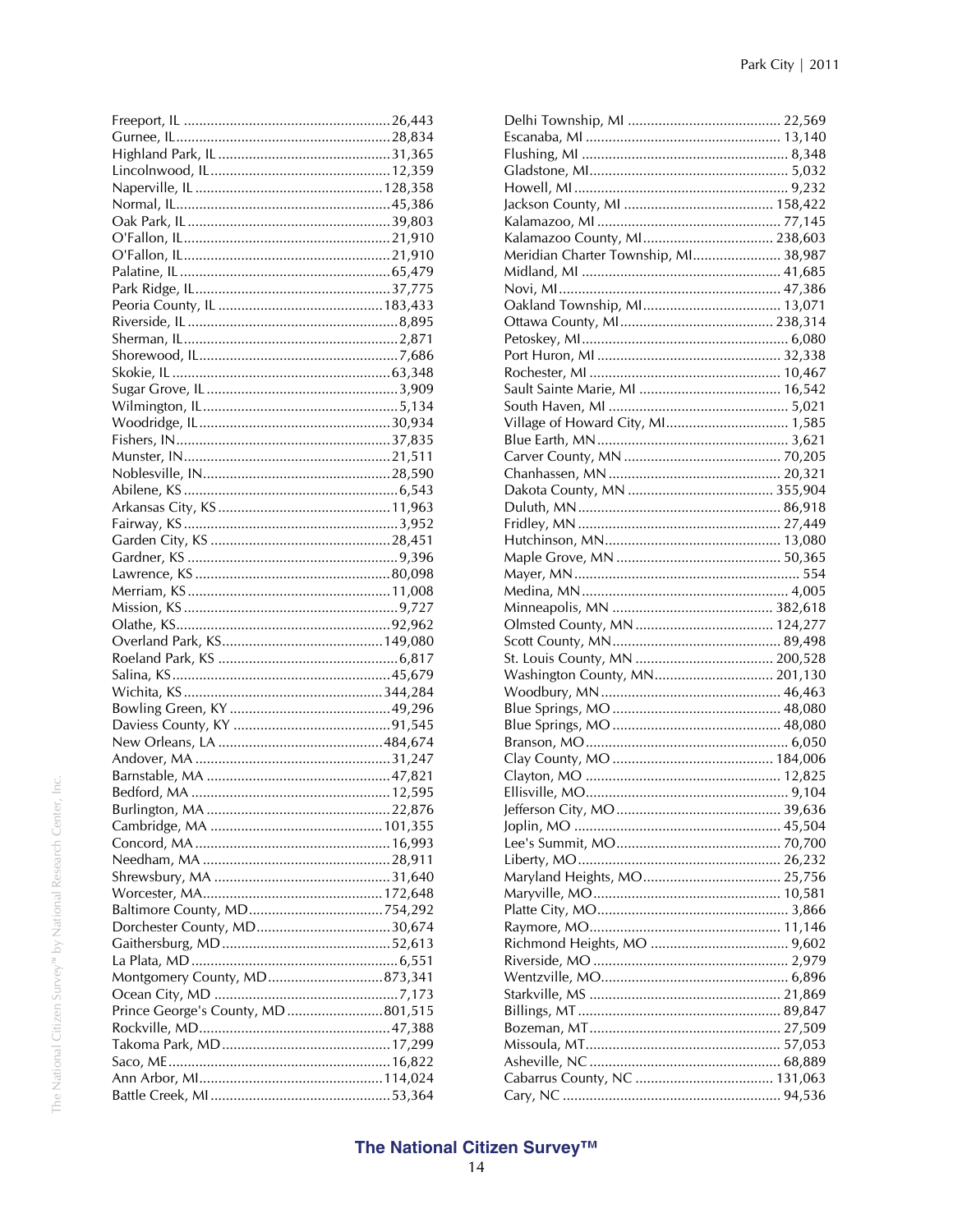Freeport, IL ....................................................26,443
Gurnee, IL......................................................28,834
Highland Park, IL ............................................31,365
Lincolnwood, IL..............................................12,359
Naperville, IL ................................................128,358
Normal, IL.......................................................45,386
Oak Park, IL ....................................................39,803
O'Fallon, IL.....................................................21,910
O'Fallon, IL.....................................................21,910
Palatine, IL ......................................................65,479
Park Ridge, IL..................................................37,775
Peoria County, IL ..........................................183,433
Riverside, IL ......................................................8,895
Sherman, IL.......................................................2,871
Shorewood, IL...................................................7,686
Skokie, IL ........................................................63,348
Sugar Grove, IL .................................................3,909
Wilmington, IL..................................................5,134
Woodridge, IL.................................................30,934
Fishers, IN.......................................................37,835
Munster, IN......................................................21,511
Noblesville, IN................................................28,590
Abilene, KS .......................................................6,543
Arkansas City, KS ............................................11,963
Fairway, KS .......................................................3,952
Garden City, KS ..............................................28,451
Gardner, KS ......................................................9,396
Lawrence, KS ..................................................80,098
Merriam, KS....................................................11,008
Mission, KS .......................................................9,727
Olathe, KS.......................................................92,962
Overland Park, KS..........................................149,080
Roeland Park, KS ..............................................6,817
Salina, KS........................................................45,679
Wichita, KS ...................................................344,284
Bowling Green, KY ..........................................49,296
Daviess County, KY ........................................91,545
New Orleans, LA ...........................................484,674
Andover, MA ..................................................31,247
Barnstable, MA ...............................................47,821
Bedford, MA ...................................................12,595
Burlington, MA ...............................................22,876
Cambridge, MA .............................................101,355
Concord, MA ..................................................16,993
Needham, MA ................................................28,911
Shrewsbury, MA .............................................31,640
Worcester, MA...............................................172,648
Baltimore County, MD..................................754,292
Dorchester County, MD..................................30,674
Gaithersburg, MD ...........................................52,613
La Plata, MD .....................................................6,551
Montgomery County, MD.............................873,341
Ocean City, MD ................................................7,173
Prince George's County, MD ........................801,515
Rockville, MD.................................................47,388
Takoma Park, MD ...........................................17,299
Saco, ME.........................................................16,822
Ann Arbor, MI...............................................114,024
Battle Creek, MI ..............................................53,364
Delhi Township, MI ........................................ 22,569
Escanaba, MI .................................................. 13,140
Flushing, MI ..................................................... 8,348
Gladstone, MI................................................... 5,032
Howell, MI ....................................................... 9,232
Jackson County, MI ....................................... 158,422
Kalamazoo, MI ............................................... 77,145
Kalamazoo County, MI.................................. 238,603
Meridian Charter Township, MI...................... 38,987
Midland, MI ................................................... 41,685
Novi, MI ......................................................... 47,386
Oakland Township, MI.................................... 13,071
Ottawa County, MI........................................ 238,314
Petoskey, MI ..................................................... 6,080
Port Huron, MI ............................................... 32,338
Rochester, MI ................................................. 10,467
Sault Sainte Marie, MI .................................... 16,542
South Haven, MI .............................................. 5,021
Village of Howard City, MI............................... 1,585
Blue Earth, MN ................................................. 3,621
Carver County, MN ......................................... 70,205
Chanhassen, MN ............................................ 20,321
Dakota County, MN ...................................... 355,904
Duluth, MN .................................................... 86,918
Fridley, MN .................................................... 27,449
Hutchinson, MN............................................. 13,080
Maple Grove, MN .......................................... 50,365
Mayer, MN ......................................................... 554
Medina, MN ..................................................... 4,005
Minneapolis, MN .......................................... 382,618
Olmsted County, MN .................................... 124,277
Scott County, MN ........................................... 89,498
St. Louis County, MN .................................... 200,528
Washington County, MN............................... 201,130
Woodbury, MN .............................................. 46,463
Blue Springs, MO ........................................... 48,080
Blue Springs, MO ........................................... 48,080
Branson, MO .................................................... 6,050
Clay County, MO .......................................... 184,006
Clayton, MO .................................................. 12,825
Ellisville, MO.................................................... 9,104
Jefferson City, MO .......................................... 39,636
Joplin, MO ..................................................... 45,504
Lee's Summit, MO.......................................... 70,700
Liberty, MO .................................................... 26,232
Maryland Heights, MO................................... 25,756
Maryville, MO ................................................ 10,581
Platte City, MO................................................. 3,866
Raymore, MO................................................. 11,146
Richmond Heights, MO ................................... 9,602
Riverside, MO .................................................. 2,979
Wentzville, MO................................................ 6,896
Starkville, MS ................................................. 21,869
Billings, MT .................................................... 89,847
Bozeman, MT ................................................. 27,509
Missoula, MT.................................................. 57,053
Asheville, NC ................................................. 68,889
Cabarrus County, NC .................................... 131,063
Cary, NC ........................................................ 94,536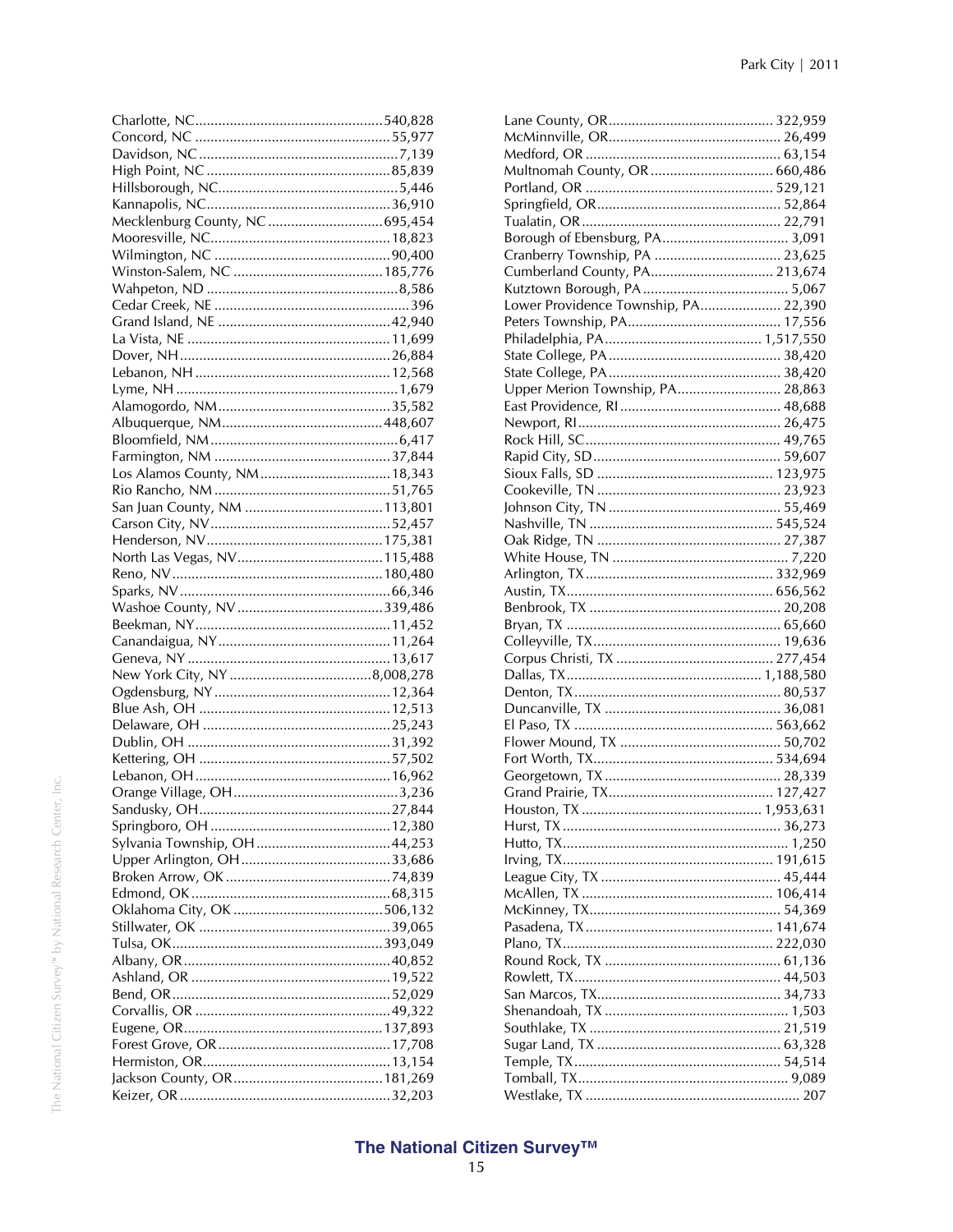Charlotte, NC....................................................540,828
Concord, NC ......................................................55,977
Davidson, NC........................................................7,139
High Point, NC ...................................................85,839
Hillsborough, NC..................................................5,446
Kannapolis, NC...................................................36,910
Mecklenburg County, NC .............................695,454
Mooresville, NC..................................................18,823
Wilmington, NC .................................................90,400
Winston-Salem, NC .........................................185,776
Wahpeton, ND .....................................................8,586
Cedar Creek, NE ......................................................396
Grand Island, NE ...............................................42,940
La Vista, NE ........................................................11,699
Dover, NH..........................................................26,884
Lebanon, NH ......................................................12,568
Lyme, NH .............................................................1,679
Alamogordo, NM................................................35,582
Albuquerque, NM.............................................448,607
Bloomfield, NM....................................................6,417
Farmington, NM .................................................37,844
Los Alamos County, NM ....................................18,343
Rio Rancho, NM .................................................51,765
San Juan County, NM .......................................113,801
Carson City, NV..................................................52,457
Henderson, NV.................................................175,381
North Las Vegas, NV........................................115,488
Reno, NV..........................................................180,480
Sparks, NV ..........................................................66,346
Washoe County, NV .........................................339,486
Beekman, NY......................................................11,452
Canandaigua, NY................................................11,264
Geneva, NY ........................................................13,617
New York City, NY .......................................8,008,278
Ogdensburg, NY.................................................12,364
Blue Ash, OH .....................................................12,513
Delaware, OH ....................................................25,243
Dublin, OH ........................................................31,392
Kettering, OH .....................................................57,502
Lebanon, OH......................................................16,962
Orange Village, OH..............................................3,236
Sandusky, OH.....................................................27,844
Springboro, OH ..................................................12,380
Sylvania Township, OH ......................................44,253
Upper Arlington, OH..........................................33,686
Broken Arrow, OK ..............................................74,839
Edmond, OK .......................................................68,315
Oklahoma City, OK ..........................................506,132
Stillwater, OK .....................................................39,065
Tulsa, OK..........................................................393,049
Albany, OR.........................................................40,852
Ashland, OR .......................................................19,522
Bend, OR............................................................52,029
Corvallis, OR ......................................................49,322
Eugene, OR.......................................................137,893
Forest Grove, OR................................................17,708
Hermiston, OR....................................................13,154
Jackson County, OR..........................................181,269
Keizer, OR ..........................................................32,203
Lane County, OR............................................ 322,959
McMinnville, OR.............................................. 26,499
Medford, OR .................................................... 63,154
Multnomah County, OR ................................. 660,486
Portland, OR ................................................... 529,121
Springfield, OR................................................. 52,864
Tualatin, OR ..................................................... 22,791
Borough of Ebensburg, PA.................................. 3,091
Cranberry Township, PA .................................. 23,625
Cumberland County, PA.................................. 213,674
Kutztown Borough, PA ....................................... 5,067
Lower Providence Township, PA...................... 22,390
Peters Township, PA......................................... 17,556
Philadelphia, PA.......................................... 1,517,550
State College, PA ............................................. 38,420
State College, PA ............................................. 38,420
Upper Merion Township, PA............................ 28,863
East Providence, RI .......................................... 48,688
Newport, RI...................................................... 26,475
Rock Hill, SC.................................................... 49,765
Rapid City, SD .................................................. 59,607
Sioux Falls, SD ............................................... 123,975
Cookeville, TN ................................................. 23,923
Johnson City, TN ............................................. 55,469
Nashville, TN .................................................. 545,524
Oak Ridge, TN ................................................. 27,387
White House, TN ................................................ 7,220
Arlington, TX................................................... 332,969
Austin, TX........................................................ 656,562
Benbrook, TX ................................................... 20,208
Bryan, TX ......................................................... 65,660
Colleyville, TX.................................................. 19,636
Corpus Christi, TX .......................................... 277,454
Dallas, TX..................................................... 1,188,580
Denton, TX....................................................... 80,537
Duncanville, TX ............................................... 36,081
El Paso, TX ..................................................... 563,662
Flower Mound, TX ........................................... 50,702
Fort Worth, TX................................................ 534,694
Georgetown, TX ............................................... 28,339
Grand Prairie, TX............................................ 127,427
Houston, TX ................................................ 1,953,631
Hurst, TX .......................................................... 36,273
Hutto, TX............................................................ 1,250
Irving, TX........................................................ 191,615
League City, TX ............................................... 45,444
McAllen, TX ................................................... 106,414
McKinney, TX................................................... 54,369
Pasadena, TX .................................................. 141,674
Plano, TX........................................................ 222,030
Round Rock, TX ............................................... 61,136
Rowlett, TX....................................................... 44,503
San Marcos, TX................................................. 34,733
Shenandoah, TX ................................................. 1,503
Southlake, TX ................................................... 21,519
Sugar Land, TX ................................................ 63,328
Temple, TX....................................................... 54,514
Tomball, TX........................................................ 9,089
Westlake, TX .......................................................... 207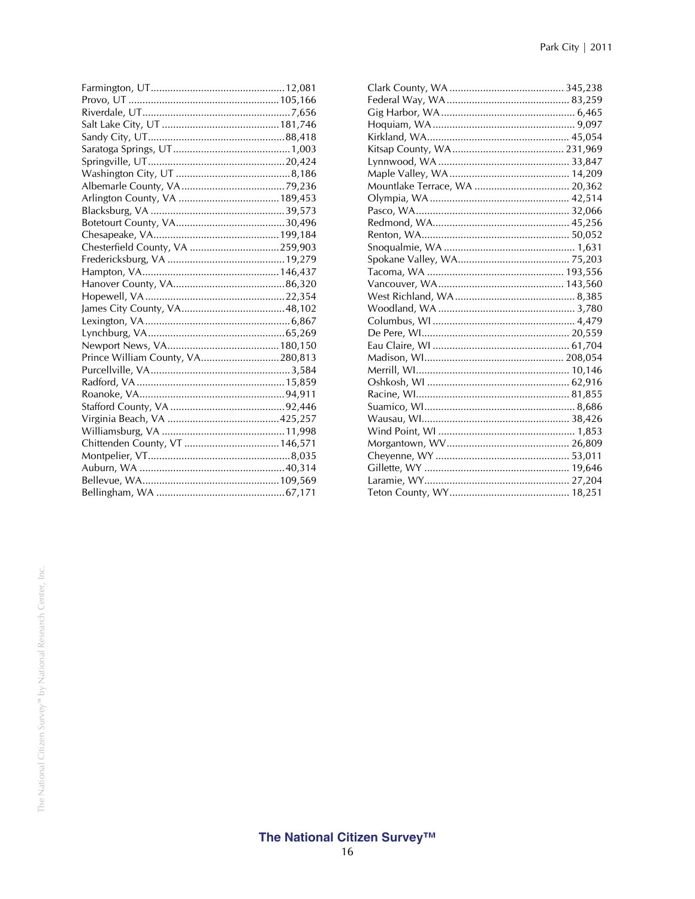Farmington, UT................................................12,081
Provo, UT .....................................................105,166
Riverdale, UT.....................................................7,656
Salt Lake City, UT ..........................................181,746
Sandy City, UT.................................................88,418
Saratoga Springs, UT..........................................1,003
Springville, UT.................................................20,424
Washington City, UT .........................................8,186
Albemarle County, VA.....................................79,236
Arlington County, VA ....................................189,453
Blacksburg, VA ................................................39,573
Botetourt County, VA.......................................30,496
Chesapeake, VA.............................................199,184
Chesterfield County, VA ................................259,903
Fredericksburg, VA ..........................................19,279
Hampton, VA.................................................146,437
Hanover County, VA........................................86,320
Hopewell, VA ..................................................22,354
James City County, VA.....................................48,102
Lexington, VA....................................................6,867
Lynchburg, VA.................................................65,269
Newport News, VA........................................180,150
Prince William County, VA............................280,813
Purcellville, VA..................................................3,584
Radford, VA .....................................................15,859
Roanoke, VA....................................................94,911
Stafford County, VA .........................................92,446
Virginia Beach, VA ........................................425,257
Williamsburg, VA ............................................11,998
Chittenden County, VT ..................................146,571
Montpelier, VT...................................................8,035
Auburn, WA ....................................................40,314
Bellevue, WA.................................................109,569
Bellingham, WA ..............................................67,171
Clark County, WA ......................................... 345,238
Federal Way, WA ............................................ 83,259
Gig Harbor, WA ................................................ 6,465
Hoquiam, WA .................................................. 9,097
Kirkland, WA................................................... 45,054
Kitsap County, WA........................................ 231,969
Lynnwood, WA ............................................... 33,847
Maple Valley, WA ........................................... 14,209
Mountlake Terrace, WA .................................. 20,362
Olympia, WA .................................................. 42,514
Pasco, WA....................................................... 32,066
Redmond, WA................................................. 45,256
Renton, WA..................................................... 50,052
Snoqualmie, WA ............................................... 1,631
Spokane Valley, WA........................................ 75,203
Tacoma, WA ................................................. 193,556
Vancouver, WA............................................. 143,560
West Richland, WA ........................................... 8,385
Woodland, WA ................................................. 3,780
Columbus, WI .................................................. 4,479
De Pere, WI..................................................... 20,559
Eau Claire, WI ................................................. 61,704
Madison, WI.................................................. 208,054
Merrill, WI....................................................... 10,146
Oshkosh, WI ................................................... 62,916
Racine, WI....................................................... 81,855
Suamico, WI...................................................... 8,686
Wausau, WI..................................................... 38,426
Wind Point, WI ................................................. 1,853
Morgantown, WV............................................ 26,809
Cheyenne, WY ................................................ 53,011
Gillette, WY .................................................... 19,646
Laramie, WY.................................................... 27,204
Teton County, WY........................................... 18,251